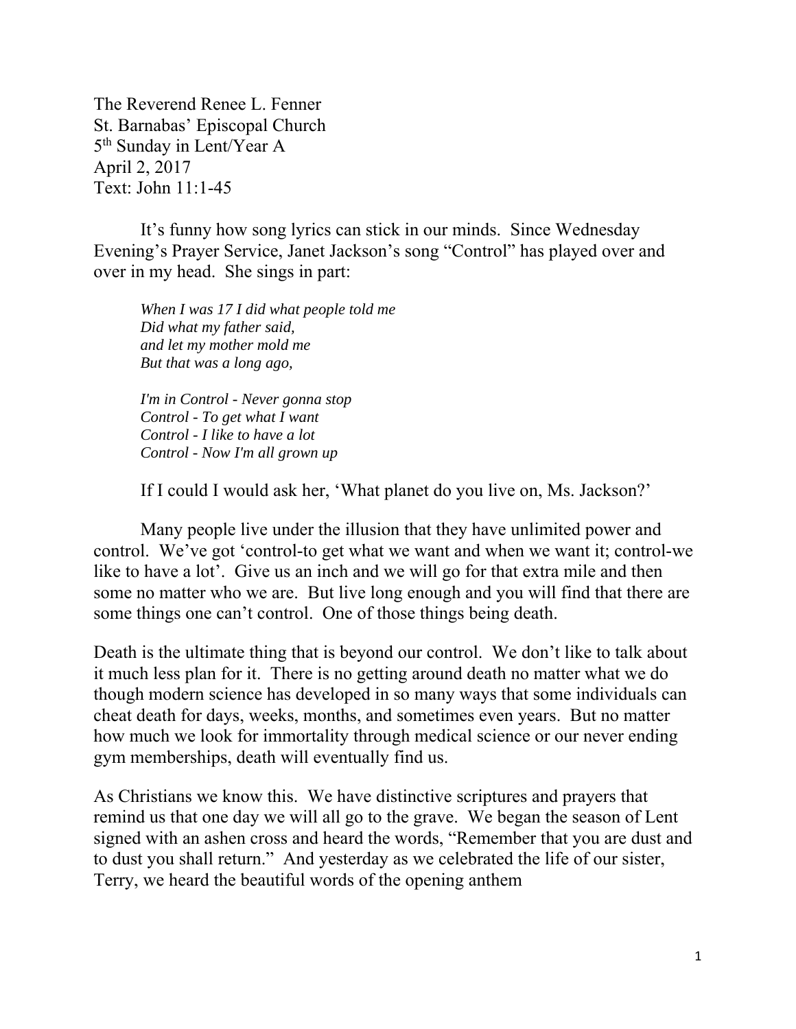The Reverend Renee L. Fenner
St. Barnabas' Episcopal Church
5th Sunday in Lent/Year A
April 2, 2017
Text: John 11:1-45

It's funny how song lyrics can stick in our minds. Since Wednesday Evening's Prayer Service, Janet Jackson's song "Control" has played over and over in my head. She sings in part:

> *When I was 17 I did what people told me*
> *Did what my father said,*
> *and let my mother mold me*
> *But that was a long ago,*
>
> *I'm in Control - Never gonna stop*
> *Control - To get what I want*
> *Control - I like to have a lot*
> *Control - Now I'm all grown up*

If I could I would ask her, 'What planet do you live on, Ms. Jackson?'

Many people live under the illusion that they have unlimited power and control. We've got 'control-to get what we want and when we want it; control-we like to have a lot'. Give us an inch and we will go for that extra mile and then some no matter who we are. But live long enough and you will find that there are some things one can't control. One of those things being death.

Death is the ultimate thing that is beyond our control. We don't like to talk about it much less plan for it. There is no getting around death no matter what we do though modern science has developed in so many ways that some individuals can cheat death for days, weeks, months, and sometimes even years. But no matter how much we look for immortality through medical science or our never ending gym memberships, death will eventually find us.

As Christians we know this. We have distinctive scriptures and prayers that remind us that one day we will all go to the grave. We began the season of Lent signed with an ashen cross and heard the words, "Remember that you are dust and to dust you shall return." And yesterday as we celebrated the life of our sister, Terry, we heard the beautiful words of the opening anthem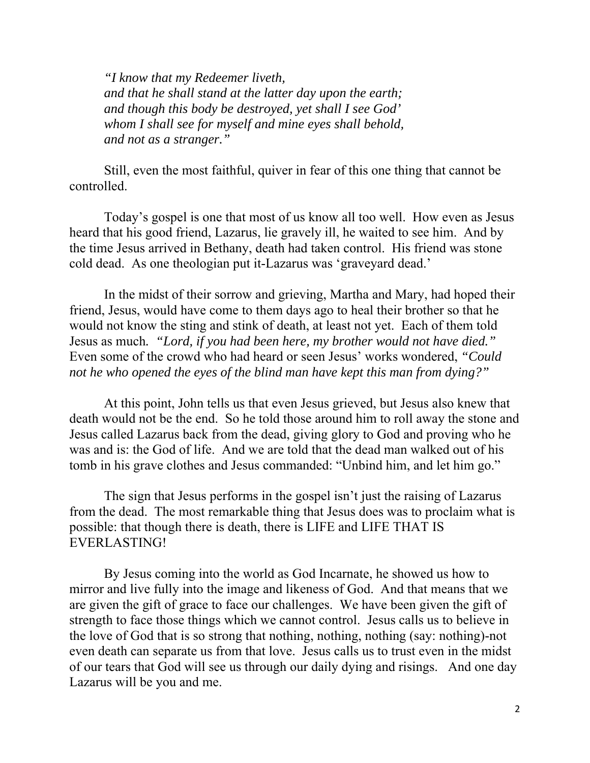*"I know that my Redeemer liveth,*
*and that he shall stand at the latter day upon the earth;*
*and though this body be destroyed, yet shall I see God'*
*whom I shall see for myself and mine eyes shall behold,*
*and not as a stranger."*

Still, even the most faithful, quiver in fear of this one thing that cannot be controlled.

Today's gospel is one that most of us know all too well. How even as Jesus heard that his good friend, Lazarus, lie gravely ill, he waited to see him. And by the time Jesus arrived in Bethany, death had taken control. His friend was stone cold dead. As one theologian put it-Lazarus was 'graveyard dead.'

In the midst of their sorrow and grieving, Martha and Mary, had hoped their friend, Jesus, would have come to them days ago to heal their brother so that he would not know the sting and stink of death, at least not yet. Each of them told Jesus as much. *"Lord, if you had been here, my brother would not have died."* Even some of the crowd who had heard or seen Jesus' works wondered, *"Could not he who opened the eyes of the blind man have kept this man from dying?"*

At this point, John tells us that even Jesus grieved, but Jesus also knew that death would not be the end. So he told those around him to roll away the stone and Jesus called Lazarus back from the dead, giving glory to God and proving who he was and is: the God of life. And we are told that the dead man walked out of his tomb in his grave clothes and Jesus commanded: "Unbind him, and let him go."

The sign that Jesus performs in the gospel isn't just the raising of Lazarus from the dead. The most remarkable thing that Jesus does was to proclaim what is possible: that though there is death, there is LIFE and LIFE THAT IS EVERLASTING!

By Jesus coming into the world as God Incarnate, he showed us how to mirror and live fully into the image and likeness of God. And that means that we are given the gift of grace to face our challenges. We have been given the gift of strength to face those things which we cannot control. Jesus calls us to believe in the love of God that is so strong that nothing, nothing, nothing (say: nothing)-not even death can separate us from that love. Jesus calls us to trust even in the midst of our tears that God will see us through our daily dying and risings. And one day Lazarus will be you and me.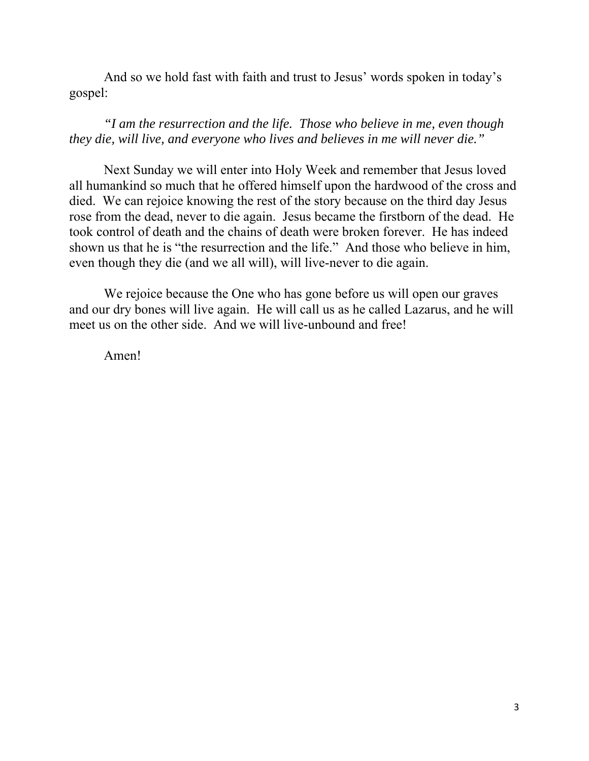And so we hold fast with faith and trust to Jesus' words spoken in today's gospel:

*"I am the resurrection and the life. Those who believe in me, even though they die, will live, and everyone who lives and believes in me will never die."*

Next Sunday we will enter into Holy Week and remember that Jesus loved all humankind so much that he offered himself upon the hardwood of the cross and died. We can rejoice knowing the rest of the story because on the third day Jesus rose from the dead, never to die again. Jesus became the firstborn of the dead. He took control of death and the chains of death were broken forever. He has indeed shown us that he is "the resurrection and the life." And those who believe in him, even though they die (and we all will), will live-never to die again.

We rejoice because the One who has gone before us will open our graves and our dry bones will live again. He will call us as he called Lazarus, and he will meet us on the other side. And we will live-unbound and free!

Amen!